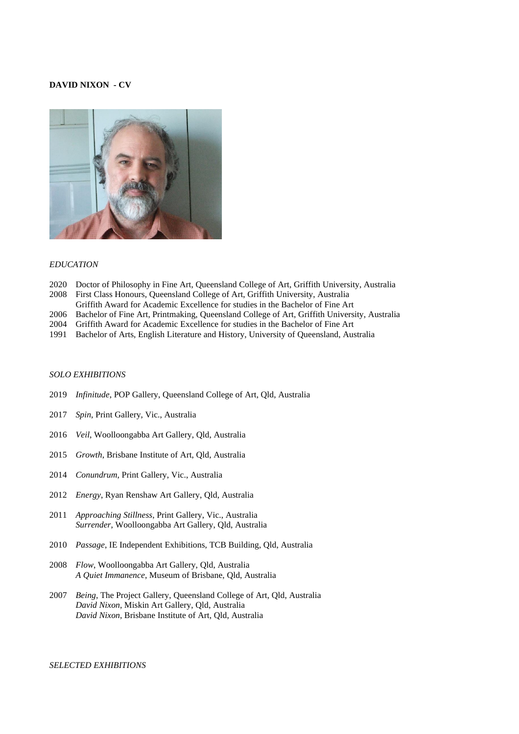**DAVID NIXON - CV**

*EDUCATION*

2020 Doctor of Philosophy in Fine Art, Queensland College of Art, Griffith University, Australia
2008 First Class Honours, Queensland College of Art, Griffith University, Australia
Griffith Award for Academic Excellence for studies in the Bachelor of Fine Art
2006 Bachelor of Fine Art, Printmaking, Queensland College of Art, Griffith University, Australia
2004 Griffith Award for Academic Excellence for studies in the Bachelor of Fine Art
1991 Bachelor of Arts, English Literature and History, University of Queensland, Australia

*SOLO EXHIBITIONS*

2019 *Infinitude*, POP Gallery, Queensland College of Art, Qld, Australia

2017 *Spin*, Print Gallery, Vic., Australia

2016 *Veil*, Woolloongabba Art Gallery, Qld, Australia

2015 *Growth*, Brisbane Institute of Art, Qld, Australia

2014 *Conundrum*, Print Gallery, Vic., Australia

2012 *Energy*, Ryan Renshaw Art Gallery, Qld, Australia

2011 *Approaching Stillness*, Print Gallery, Vic., Australia
*Surrender*, Woolloongabba Art Gallery, Qld, Australia

2010 *Passage*, IE Independent Exhibitions, TCB Building, Qld, Australia

2008 *Flow*, Woolloongabba Art Gallery, Qld, Australia
*A Quiet Immanence*, Museum of Brisbane, Qld, Australia

2007 *Being*, The Project Gallery, Queensland College of Art, Qld, Australia
*David Nixon*, Miskin Art Gallery, Qld, Australia
*David Nixon*, Brisbane Institute of Art, Qld, Australia

*SELECTED EXHIBITIONS*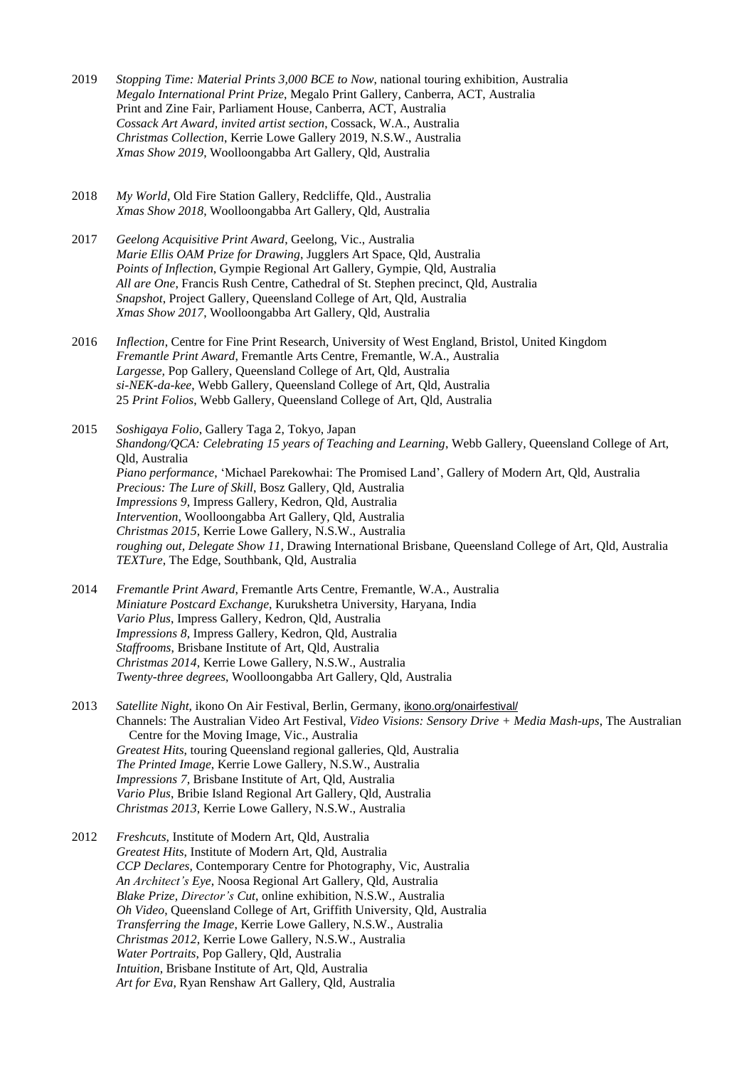2019 *Stopping Time: Material Prints 3,000 BCE to Now*, national touring exhibition, Australia
*Megalo International Print Prize*, Megalo Print Gallery, Canberra, ACT, Australia
Print and Zine Fair, Parliament House, Canberra, ACT, Australia
*Cossack Art Award, invited artist section*, Cossack, W.A., Australia
*Christmas Collection*, Kerrie Lowe Gallery 2019, N.S.W., Australia
*Xmas Show 2019*, Woolloongabba Art Gallery, Qld, Australia

2018 *My World*, Old Fire Station Gallery, Redcliffe, Qld., Australia
*Xmas Show 2018*, Woolloongabba Art Gallery, Qld, Australia

2017 *Geelong Acquisitive Print Award*, Geelong, Vic., Australia
*Marie Ellis OAM Prize for Drawing*, Jugglers Art Space, Qld, Australia
*Points of Inflection*, Gympie Regional Art Gallery, Gympie, Qld, Australia
*All are One*, Francis Rush Centre, Cathedral of St. Stephen precinct, Qld, Australia
*Snapshot*, Project Gallery, Queensland College of Art, Qld, Australia
*Xmas Show 2017*, Woolloongabba Art Gallery, Qld, Australia

2016 *Inflection*, Centre for Fine Print Research, University of West England, Bristol, United Kingdom
*Fremantle Print Award*, Fremantle Arts Centre, Fremantle, W.A., Australia
*Largesse*, Pop Gallery, Queensland College of Art, Qld, Australia
*si-NEK-da-kee*, Webb Gallery, Queensland College of Art, Qld, Australia
25 *Print Folios*, Webb Gallery, Queensland College of Art, Qld, Australia

2015 *Soshigaya Folio*, Gallery Taga 2, Tokyo, Japan
*Shandong/QCA: Celebrating 15 years of Teaching and Learning*, Webb Gallery, Queensland College of Art, Qld, Australia
*Piano performance*, 'Michael Parekowhai: The Promised Land', Gallery of Modern Art, Qld, Australia
*Precious: The Lure of Skill*, Bosz Gallery, Qld, Australia
*Impressions 9*, Impress Gallery, Kedron, Qld, Australia
*Intervention*, Woolloongabba Art Gallery, Qld, Australia
*Christmas 2015*, Kerrie Lowe Gallery, N.S.W., Australia
*roughing out, Delegate Show 11*, Drawing International Brisbane, Queensland College of Art, Qld, Australia
*TEXTure*, The Edge, Southbank, Qld, Australia

2014 *Fremantle Print Award*, Fremantle Arts Centre, Fremantle, W.A., Australia
*Miniature Postcard Exchange*, Kurukshetra University, Haryana, India
*Vario Plus*, Impress Gallery, Kedron, Qld, Australia
*Impressions 8*, Impress Gallery, Kedron, Qld, Australia
*Staffrooms*, Brisbane Institute of Art, Qld, Australia
*Christmas 2014*, Kerrie Lowe Gallery, N.S.W., Australia
*Twenty-three degrees*, Woolloongabba Art Gallery, Qld, Australia

2013 *Satellite Night*, ikono On Air Festival, Berlin, Germany, ikono.org/onairfestival/
Channels: The Australian Video Art Festival, *Video Visions: Sensory Drive + Media Mash-ups*, The Australian Centre for the Moving Image, Vic., Australia
*Greatest Hits*, touring Queensland regional galleries, Qld, Australia
*The Printed Image*, Kerrie Lowe Gallery, N.S.W., Australia
*Impressions 7*, Brisbane Institute of Art, Qld, Australia
*Vario Plus*, Bribie Island Regional Art Gallery, Qld, Australia
*Christmas 2013*, Kerrie Lowe Gallery, N.S.W., Australia

2012 *Freshcuts*, Institute of Modern Art, Qld, Australia
*Greatest Hits*, Institute of Modern Art, Qld, Australia
*CCP Declares*, Contemporary Centre for Photography, Vic, Australia
*An Architect's Eye*, Noosa Regional Art Gallery, Qld, Australia
*Blake Prize, Director's Cut*, online exhibition, N.S.W., Australia
*Oh Video*, Queensland College of Art, Griffith University, Qld, Australia
*Transferring the Image*, Kerrie Lowe Gallery, N.S.W., Australia
*Christmas 2012*, Kerrie Lowe Gallery, N.S.W., Australia
*Water Portraits*, Pop Gallery, Qld, Australia
*Intuition*, Brisbane Institute of Art, Qld, Australia
*Art for Eva*, Ryan Renshaw Art Gallery, Qld, Australia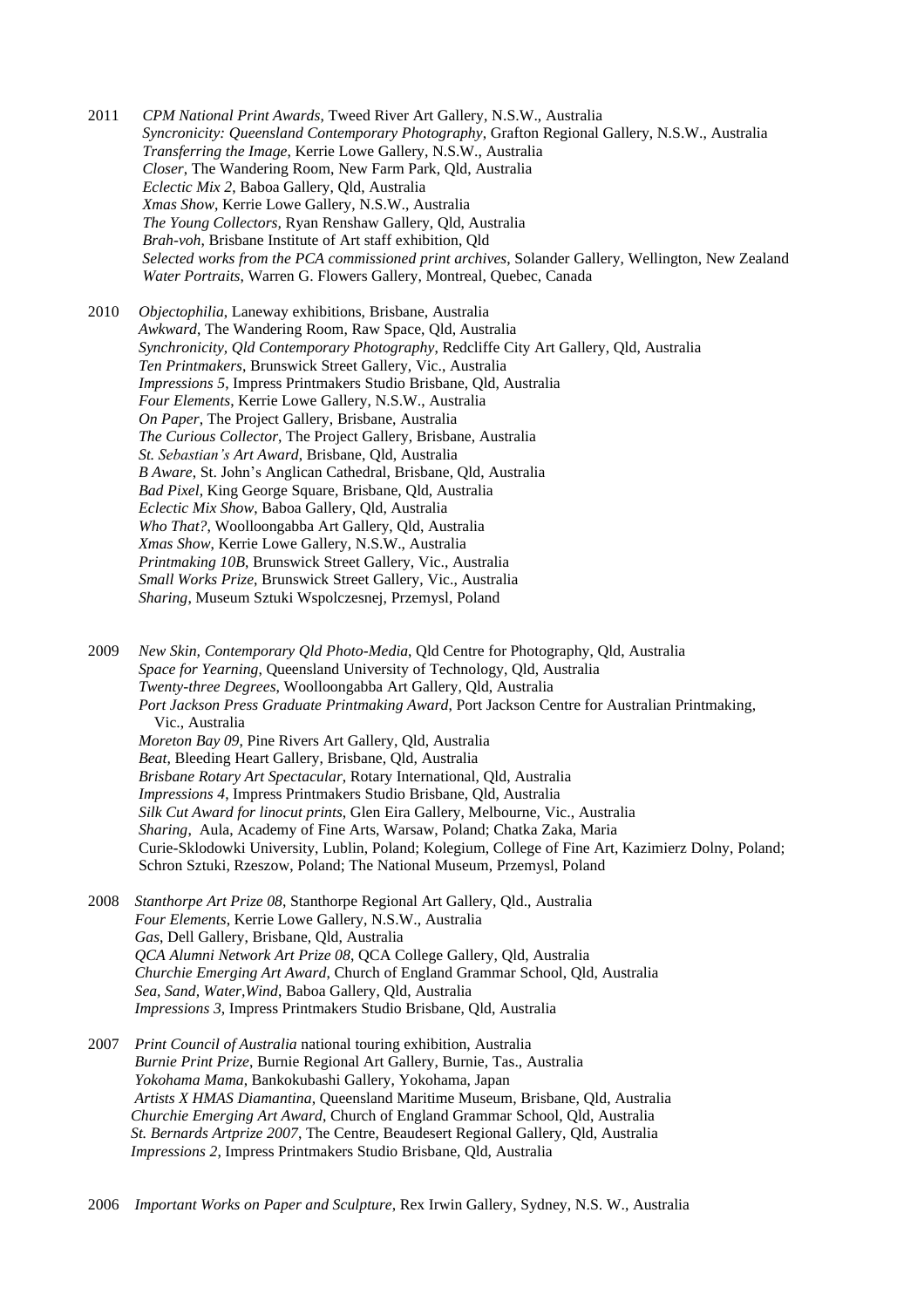2011 *CPM National Print Awards*, Tweed River Art Gallery, N.S.W., Australia
*Syncronicity: Queensland Contemporary Photography*, Grafton Regional Gallery, N.S.W., Australia
*Transferring the Image*, Kerrie Lowe Gallery, N.S.W., Australia
*Closer*, The Wandering Room, New Farm Park, Qld, Australia
*Eclectic Mix 2*, Baboa Gallery, Qld, Australia
*Xmas Show*, Kerrie Lowe Gallery, N.S.W., Australia
*The Young Collectors*, Ryan Renshaw Gallery, Qld, Australia
*Brah-voh*, Brisbane Institute of Art staff exhibition, Qld
*Selected works from the PCA commissioned print archives*, Solander Gallery, Wellington, New Zealand
*Water Portraits*, Warren G. Flowers Gallery, Montreal, Quebec, Canada

2010 *Objectophilia*, Laneway exhibitions, Brisbane, Australia
*Awkward*, The Wandering Room, Raw Space, Qld, Australia
*Synchronicity, Qld Contemporary Photography*, Redcliffe City Art Gallery, Qld, Australia
*Ten Printmakers*, Brunswick Street Gallery, Vic., Australia
*Impressions 5*, Impress Printmakers Studio Brisbane, Qld, Australia
*Four Elements*, Kerrie Lowe Gallery, N.S.W., Australia
*On Paper*, The Project Gallery, Brisbane, Australia
*The Curious Collector*, The Project Gallery, Brisbane, Australia
*St. Sebastian's Art Award*, Brisbane, Qld, Australia
*B Aware*, St. John's Anglican Cathedral, Brisbane, Qld, Australia
*Bad Pixel*, King George Square, Brisbane, Qld, Australia
*Eclectic Mix Show*, Baboa Gallery, Qld, Australia
*Who That?*, Woolloongabba Art Gallery, Qld, Australia
*Xmas Show*, Kerrie Lowe Gallery, N.S.W., Australia
*Printmaking 10B*, Brunswick Street Gallery, Vic., Australia
*Small Works Prize*, Brunswick Street Gallery, Vic., Australia
*Sharing*, Museum Sztuki Wspolczesnej, Przemysl, Poland

2009 *New Skin, Contemporary Qld Photo-Media*, Qld Centre for Photography, Qld, Australia
*Space for Yearning*, Queensland University of Technology, Qld, Australia
*Twenty-three Degrees*, Woolloongabba Art Gallery, Qld, Australia
*Port Jackson Press Graduate Printmaking Award*, Port Jackson Centre for Australian Printmaking, Vic., Australia
*Moreton Bay 09*, Pine Rivers Art Gallery, Qld, Australia
*Beat*, Bleeding Heart Gallery, Brisbane, Qld, Australia
*Brisbane Rotary Art Spectacular*, Rotary International, Qld, Australia
*Impressions 4*, Impress Printmakers Studio Brisbane, Qld, Australia
*Silk Cut Award for linocut prints*, Glen Eira Gallery, Melbourne, Vic., Australia
*Sharing*, Aula, Academy of Fine Arts, Warsaw, Poland; Chatka Zaka, Maria Curie-Sklodowki University, Lublin, Poland; Kolegium, College of Fine Art, Kazimierz Dolny, Poland; Schron Sztuki, Rzeszow, Poland; The National Museum, Przemysl, Poland

2008 *Stanthorpe Art Prize 08*, Stanthorpe Regional Art Gallery, Qld., Australia
*Four Elements*, Kerrie Lowe Gallery, N.S.W., Australia
*Gas*, Dell Gallery, Brisbane, Qld, Australia
*QCA Alumni Network Art Prize 08*, QCA College Gallery, Qld, Australia
*Churchie Emerging Art Award*, Church of England Grammar School, Qld, Australia
*Sea, Sand, Water,Wind*, Baboa Gallery, Qld, Australia
*Impressions 3*, Impress Printmakers Studio Brisbane, Qld, Australia

2007 *Print Council of Australia* national touring exhibition, Australia
*Burnie Print Prize*, Burnie Regional Art Gallery, Burnie, Tas., Australia
*Yokohama Mama*, Bankokubashi Gallery, Yokohama, Japan
*Artists X HMAS Diamantina*, Queensland Maritime Museum, Brisbane, Qld, Australia
*Churchie Emerging Art Award*, Church of England Grammar School, Qld, Australia
*St. Bernards Artprize 2007*, The Centre, Beaudesert Regional Gallery, Qld, Australia
*Impressions 2*, Impress Printmakers Studio Brisbane, Qld, Australia

2006 *Important Works on Paper and Sculpture*, Rex Irwin Gallery, Sydney, N.S. W., Australia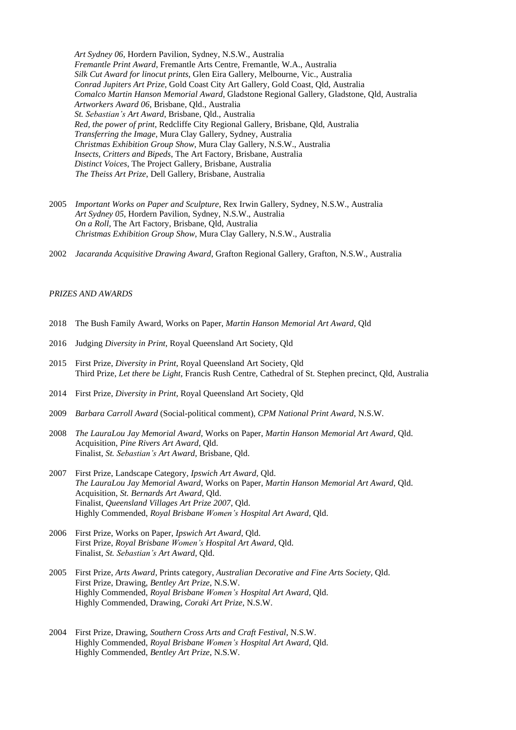*Art Sydney 06*, Hordern Pavilion, Sydney, N.S.W., Australia
*Fremantle Print Award*, Fremantle Arts Centre, Fremantle, W.A., Australia
*Silk Cut Award for linocut prints*, Glen Eira Gallery, Melbourne, Vic., Australia
*Conrad Jupiters Art Prize*, Gold Coast City Art Gallery, Gold Coast, Qld, Australia
*Comalco Martin Hanson Memorial Award*, Gladstone Regional Gallery, Gladstone, Qld, Australia
*Artworkers Award 06*, Brisbane, Qld., Australia
*St. Sebastian's Art Award*, Brisbane, Qld., Australia
*Red, the power of print*, Redcliffe City Regional Gallery, Brisbane, Qld, Australia
*Transferring the Image*, Mura Clay Gallery, Sydney, Australia
*Christmas Exhibition Group Show*, Mura Clay Gallery, N.S.W., Australia
*Insects, Critters and Bipeds*, The Art Factory, Brisbane, Australia
*Distinct Voices*, The Project Gallery, Brisbane, Australia
*The Theiss Art Prize*, Dell Gallery, Brisbane, Australia

2005 *Important Works on Paper and Sculpture*, Rex Irwin Gallery, Sydney, N.S.W., Australia
*Art Sydney 05*, Hordern Pavilion, Sydney, N.S.W., Australia
*On a Roll*, The Art Factory, Brisbane, Qld, Australia
*Christmas Exhibition Group Show*, Mura Clay Gallery, N.S.W., Australia

2002 *Jacaranda Acquisitive Drawing Award*, Grafton Regional Gallery, Grafton, N.S.W., Australia

*PRIZES AND AWARDS*

2018 The Bush Family Award, Works on Paper, *Martin Hanson Memorial Art Award*, Qld

2016 Judging *Diversity in Print*, Royal Queensland Art Society, Qld

2015 First Prize, *Diversity in Print*, Royal Queensland Art Society, Qld
Third Prize, *Let there be Light*, Francis Rush Centre, Cathedral of St. Stephen precinct, Qld, Australia

2014 First Prize, *Diversity in Print*, Royal Queensland Art Society, Qld

2009 *Barbara Carroll Award* (Social-political comment), *CPM National Print Award*, N.S.W.

2008 *The LauraLou Jay Memorial Award*, Works on Paper, *Martin Hanson Memorial Art Award*, Qld.
Acquisition, *Pine Rivers Art Award*, Qld.
Finalist, *St. Sebastian's Art Award*, Brisbane, Qld.

2007 First Prize, Landscape Category, *Ipswich Art Award*, Qld.
*The LauraLou Jay Memorial Award*, Works on Paper, *Martin Hanson Memorial Art Award*, Qld.
Acquisition, *St. Bernards Art Award*, Qld.
Finalist, *Queensland Villages Art Prize 2007*, Qld.
Highly Commended, *Royal Brisbane Women's Hospital Art Award*, Qld.

2006 First Prize, Works on Paper, *Ipswich Art Award*, Qld.
First Prize, *Royal Brisbane Women's Hospital Art Award*, Qld.
Finalist, *St. Sebastian's Art Award*, Qld.

2005 First Prize, *Arts Award*, Prints category, *Australian Decorative and Fine Arts Society*, Qld.
First Prize, Drawing, *Bentley Art Prize*, N.S.W.
Highly Commended, *Royal Brisbane Women's Hospital Art Award*, Qld.
Highly Commended, Drawing, *Coraki Art Prize*, N.S.W.

2004 First Prize, Drawing, *Southern Cross Arts and Craft Festival*, N.S.W.
Highly Commended, *Royal Brisbane Women's Hospital Art Award*, Qld.
Highly Commended, *Bentley Art Prize*, N.S.W.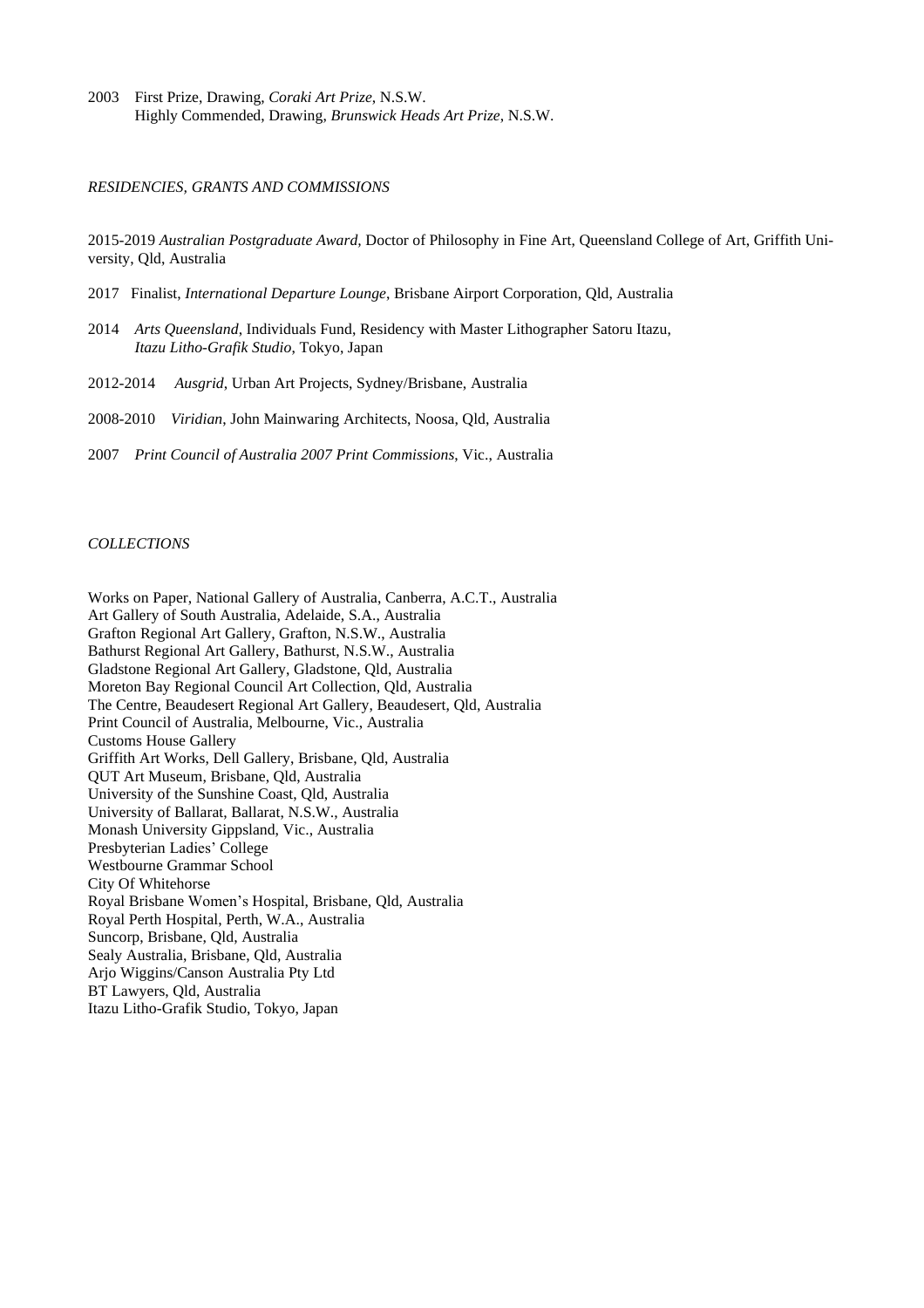2003 First Prize, Drawing, *Coraki Art Prize*, N.S.W.
Highly Commended, Drawing, *Brunswick Heads Art Prize*, N.S.W.

*RESIDENCIES, GRANTS AND COMMISSIONS*

2015-2019 *Australian Postgraduate Award*, Doctor of Philosophy in Fine Art, Queensland College of Art, Griffith University, Qld, Australia

2017 Finalist, *International Departure Lounge*, Brisbane Airport Corporation, Qld, Australia

2014 *Arts Queensland*, Individuals Fund, Residency with Master Lithographer Satoru Itazu, *Itazu Litho-Grafik Studio*, Tokyo, Japan

2012-2014 *Ausgrid*, Urban Art Projects, Sydney/Brisbane, Australia

2008-2010 *Viridian*, John Mainwaring Architects, Noosa, Qld, Australia

2007 *Print Council of Australia 2007 Print Commissions*, Vic., Australia

*COLLECTIONS*

Works on Paper, National Gallery of Australia, Canberra, A.C.T., Australia
Art Gallery of South Australia, Adelaide, S.A., Australia
Grafton Regional Art Gallery, Grafton, N.S.W., Australia
Bathurst Regional Art Gallery, Bathurst, N.S.W., Australia
Gladstone Regional Art Gallery, Gladstone, Qld, Australia
Moreton Bay Regional Council Art Collection, Qld, Australia
The Centre, Beaudesert Regional Art Gallery, Beaudesert, Qld, Australia
Print Council of Australia, Melbourne, Vic., Australia
Customs House Gallery
Griffith Art Works, Dell Gallery, Brisbane, Qld, Australia
QUT Art Museum, Brisbane, Qld, Australia
University of the Sunshine Coast, Qld, Australia
University of Ballarat, Ballarat, N.S.W., Australia
Monash University Gippsland, Vic., Australia
Presbyterian Ladies' College
Westbourne Grammar School
City Of Whitehorse
Royal Brisbane Women's Hospital, Brisbane, Qld, Australia
Royal Perth Hospital, Perth, W.A., Australia
Suncorp, Brisbane, Qld, Australia
Sealy Australia, Brisbane, Qld, Australia
Arjo Wiggins/Canson Australia Pty Ltd
BT Lawyers, Qld, Australia
Itazu Litho-Grafik Studio, Tokyo, Japan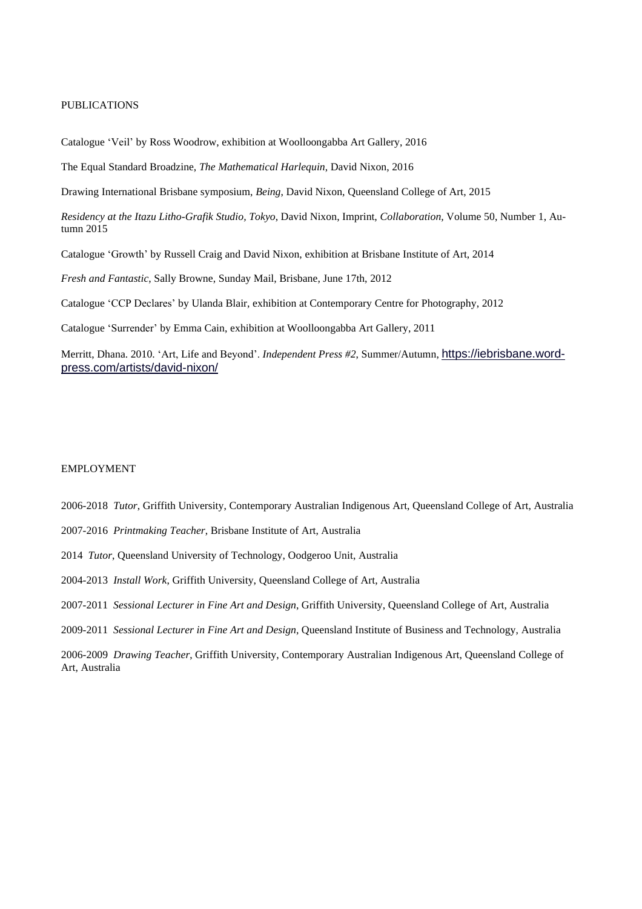## PUBLICATIONS

Catalogue 'Veil' by Ross Woodrow, exhibition at Woolloongabba Art Gallery, 2016

The Equal Standard Broadzine, *The Mathematical Harlequin*, David Nixon, 2016

Drawing International Brisbane symposium, *Being*, David Nixon, Queensland College of Art, 2015

*Residency at the Itazu Litho-Grafik Studio, Tokyo*, David Nixon, Imprint, *Collaboration*, Volume 50, Number 1, Autumn 2015

Catalogue 'Growth' by Russell Craig and David Nixon, exhibition at Brisbane Institute of Art, 2014

*Fresh and Fantastic*, Sally Browne, Sunday Mail, Brisbane, June 17th, 2012

Catalogue 'CCP Declares' by Ulanda Blair, exhibition at Contemporary Centre for Photography, 2012

Catalogue 'Surrender' by Emma Cain, exhibition at Woolloongabba Art Gallery, 2011

Merritt, Dhana. 2010. 'Art, Life and Beyond'. *Independent Press #2*, Summer/Autumn, https://iebrisbane.wordpress.com/artists/david-nixon/

## EMPLOYMENT

2006-2018 *Tutor*, Griffith University, Contemporary Australian Indigenous Art, Queensland College of Art, Australia

2007-2016 *Printmaking Teacher*, Brisbane Institute of Art, Australia

2014 *Tutor*, Queensland University of Technology, Oodgeroo Unit, Australia

2004-2013 *Install Work*, Griffith University, Queensland College of Art, Australia

2007-2011 *Sessional Lecturer in Fine Art and Design*, Griffith University, Queensland College of Art, Australia

2009-2011 *Sessional Lecturer in Fine Art and Design*, Queensland Institute of Business and Technology, Australia

2006-2009 *Drawing Teacher*, Griffith University, Contemporary Australian Indigenous Art, Queensland College of Art, Australia